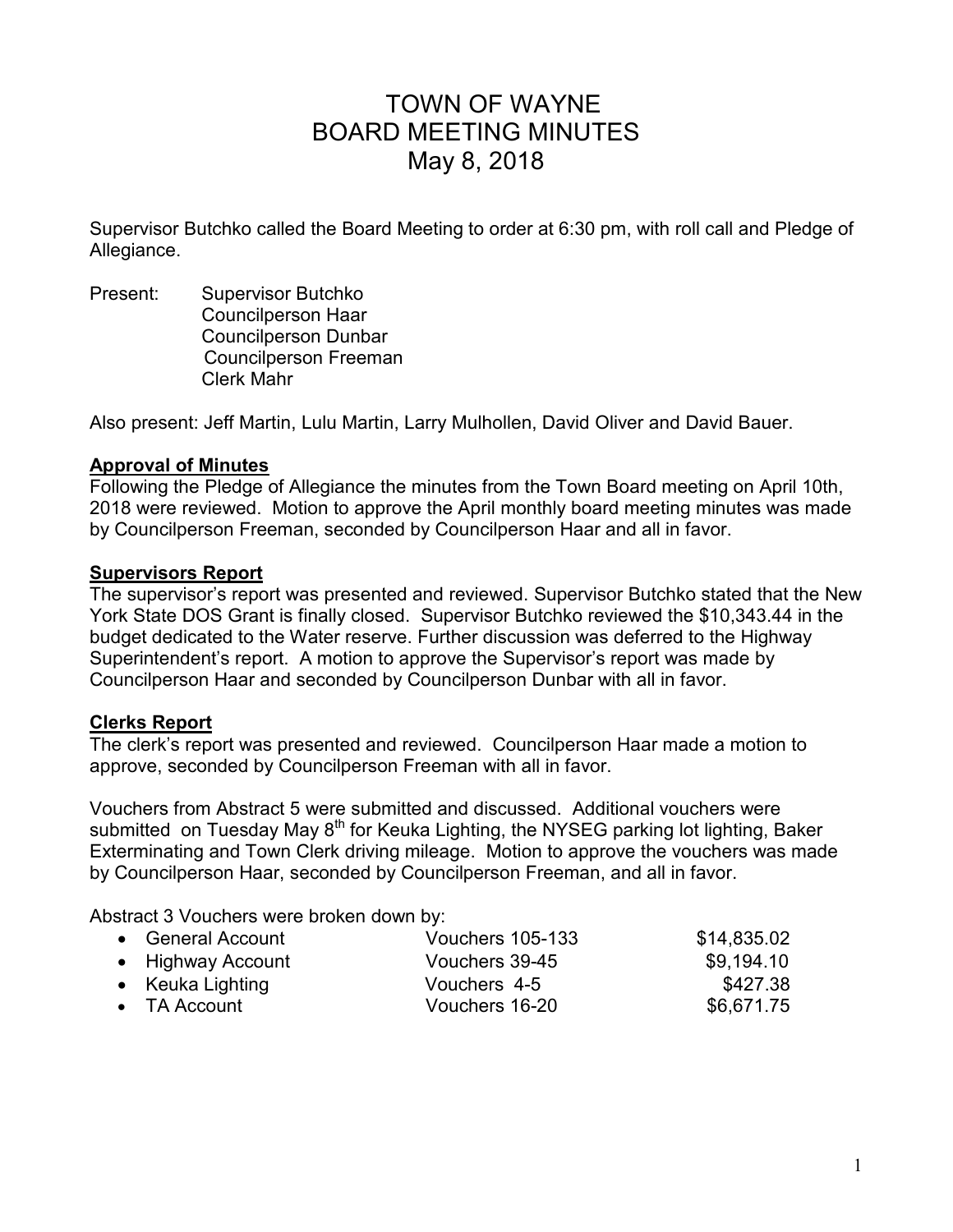# TOWN OF WAYNE
# BOARD MEETING MINUTES
# May 8, 2018

Supervisor Butchko called the Board Meeting to order at 6:30 pm, with roll call and Pledge of Allegiance.

Present: Supervisor Butchko
Councilperson Haar
Councilperson Dunbar
Councilperson Freeman
Clerk Mahr

Also present: Jeff Martin, Lulu Martin, Larry Mulhollen, David Oliver and David Bauer.

**Approval of Minutes**

Following the Pledge of Allegiance the minutes from the Town Board meeting on April 10th, 2018 were reviewed. Motion to approve the April monthly board meeting minutes was made by Councilperson Freeman, seconded by Councilperson Haar and all in favor.

**Supervisors Report**

The supervisor's report was presented and reviewed. Supervisor Butchko stated that the New York State DOS Grant is finally closed. Supervisor Butchko reviewed the $10,343.44 in the budget dedicated to the Water reserve. Further discussion was deferred to the Highway Superintendent's report. A motion to approve the Supervisor's report was made by Councilperson Haar and seconded by Councilperson Dunbar with all in favor.

**Clerks Report**

The clerk's report was presented and reviewed. Councilperson Haar made a motion to approve, seconded by Councilperson Freeman with all in favor.

Vouchers from Abstract 5 were submitted and discussed. Additional vouchers were submitted on Tuesday May 8th for Keuka Lighting, the NYSEG parking lot lighting, Baker Exterminating and Town Clerk driving mileage. Motion to approve the vouchers was made by Councilperson Haar, seconded by Councilperson Freeman, and all in favor.

Abstract 3 Vouchers were broken down by:

- General Account — Vouchers 105-133 — $14,835.02
- Highway Account — Vouchers 39-45 — $9,194.10
- Keuka Lighting — Vouchers 4-5 — $427.38
- TA Account — Vouchers 16-20 — $6,671.75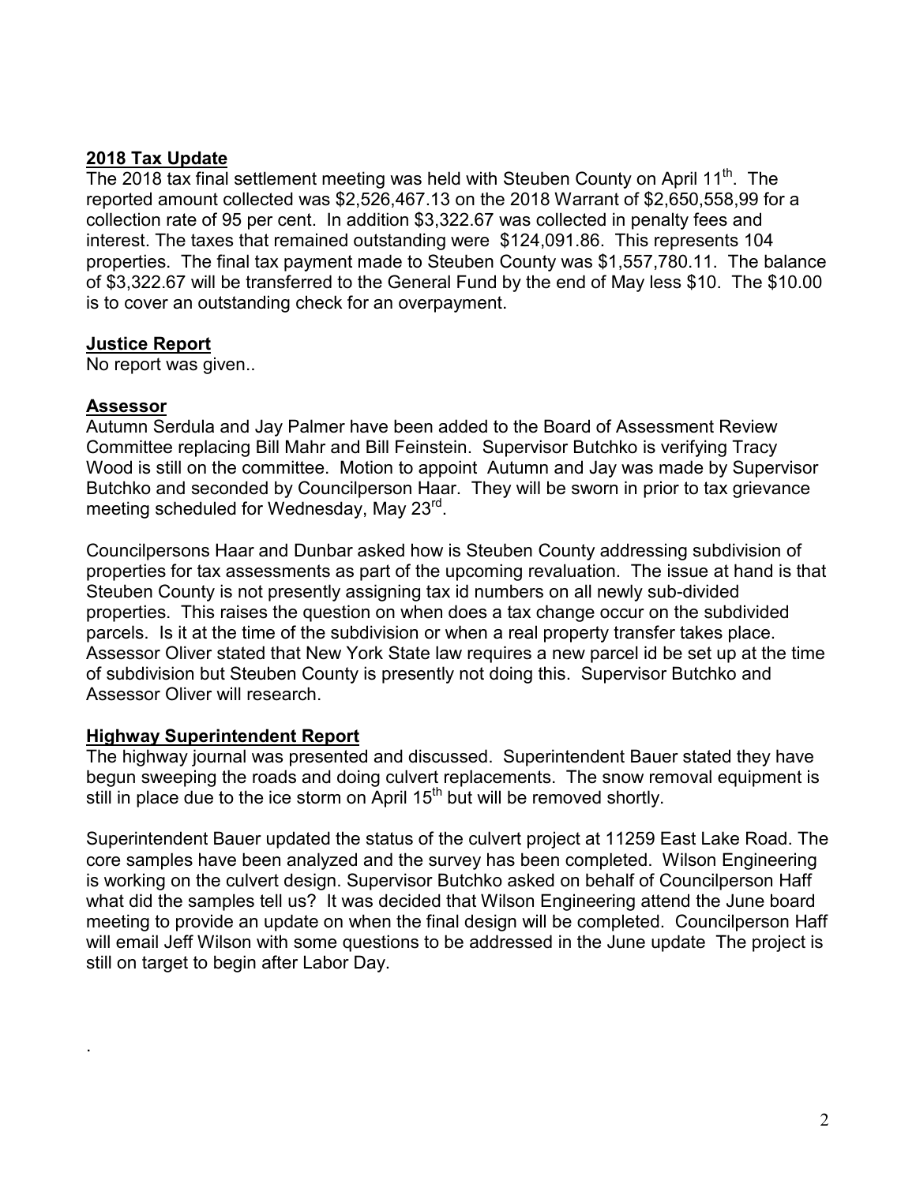## 2018 Tax Update

The 2018 tax final settlement meeting was held with Steuben County on April 11th. The reported amount collected was $2,526,467.13 on the 2018 Warrant of $2,650,558,99 for a collection rate of 95 per cent. In addition $3,322.67 was collected in penalty fees and interest. The taxes that remained outstanding were $124,091.86. This represents 104 properties. The final tax payment made to Steuben County was $1,557,780.11. The balance of $3,322.67 will be transferred to the General Fund by the end of May less $10. The $10.00 is to cover an outstanding check for an overpayment.

## Justice Report

No report was given..

## Assessor

Autumn Serdula and Jay Palmer have been added to the Board of Assessment Review Committee replacing Bill Mahr and Bill Feinstein. Supervisor Butchko is verifying Tracy Wood is still on the committee. Motion to appoint Autumn and Jay was made by Supervisor Butchko and seconded by Councilperson Haar. They will be sworn in prior to tax grievance meeting scheduled for Wednesday, May 23rd.

Councilpersons Haar and Dunbar asked how is Steuben County addressing subdivision of properties for tax assessments as part of the upcoming revaluation. The issue at hand is that Steuben County is not presently assigning tax id numbers on all newly sub-divided properties. This raises the question on when does a tax change occur on the subdivided parcels. Is it at the time of the subdivision or when a real property transfer takes place. Assessor Oliver stated that New York State law requires a new parcel id be set up at the time of subdivision but Steuben County is presently not doing this. Supervisor Butchko and Assessor Oliver will research.

## Highway Superintendent Report

The highway journal was presented and discussed. Superintendent Bauer stated they have begun sweeping the roads and doing culvert replacements. The snow removal equipment is still in place due to the ice storm on April 15th but will be removed shortly.

Superintendent Bauer updated the status of the culvert project at 11259 East Lake Road. The core samples have been analyzed and the survey has been completed. Wilson Engineering is working on the culvert design. Supervisor Butchko asked on behalf of Councilperson Haff what did the samples tell us? It was decided that Wilson Engineering attend the June board meeting to provide an update on when the final design will be completed. Councilperson Haff will email Jeff Wilson with some questions to be addressed in the June update The project is still on target to begin after Labor Day.

.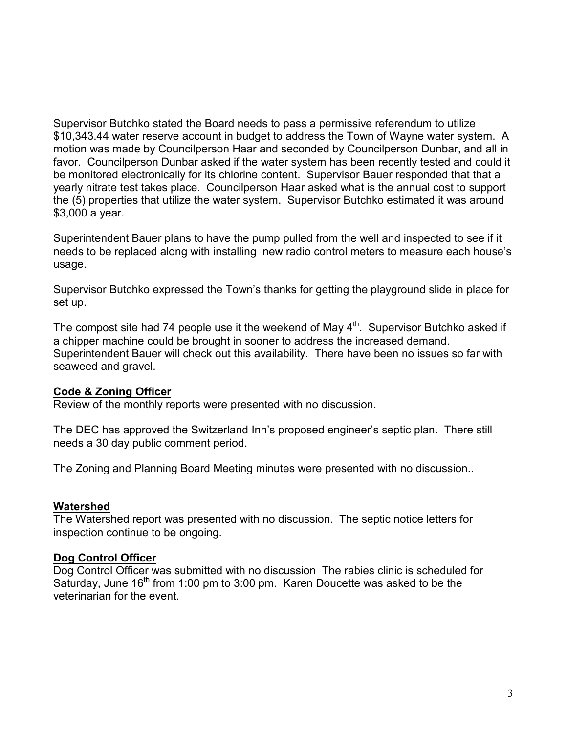Supervisor Butchko stated the Board needs to pass a permissive referendum to utilize \$10,343.44 water reserve account in budget to address the Town of Wayne water system. A motion was made by Councilperson Haar and seconded by Councilperson Dunbar, and all in favor. Councilperson Dunbar asked if the water system has been recently tested and could it be monitored electronically for its chlorine content. Supervisor Bauer responded that that a yearly nitrate test takes place. Councilperson Haar asked what is the annual cost to support the (5) properties that utilize the water system. Supervisor Butchko estimated it was around \$3,000 a year.

Superintendent Bauer plans to have the pump pulled from the well and inspected to see if it needs to be replaced along with installing new radio control meters to measure each house's usage.

Supervisor Butchko expressed the Town's thanks for getting the playground slide in place for set up.

The compost site had 74 people use it the weekend of May 4th. Supervisor Butchko asked if a chipper machine could be brought in sooner to address the increased demand. Superintendent Bauer will check out this availability. There have been no issues so far with seaweed and gravel.

**Code & Zoning Officer**

Review of the monthly reports were presented with no discussion.

The DEC has approved the Switzerland Inn's proposed engineer's septic plan. There still needs a 30 day public comment period.

The Zoning and Planning Board Meeting minutes were presented with no discussion..

**Watershed**

The Watershed report was presented with no discussion. The septic notice letters for inspection continue to be ongoing.

**Dog Control Officer**

Dog Control Officer was submitted with no discussion The rabies clinic is scheduled for Saturday, June 16th from 1:00 pm to 3:00 pm. Karen Doucette was asked to be the veterinarian for the event.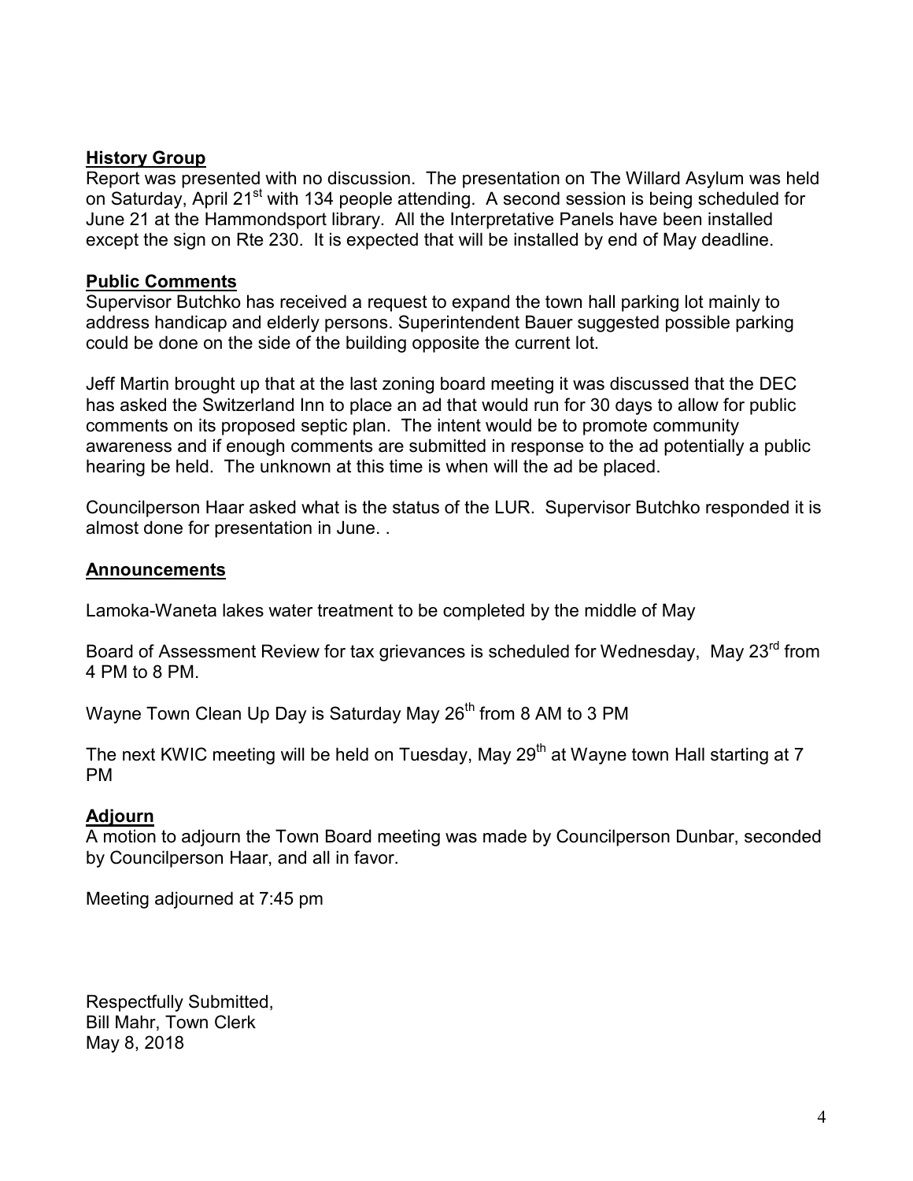## History Group

Report was presented with no discussion. The presentation on The Willard Asylum was held on Saturday, April 21st with 134 people attending. A second session is being scheduled for June 21 at the Hammondsport library. All the Interpretative Panels have been installed except the sign on Rte 230. It is expected that will be installed by end of May deadline.

## Public Comments

Supervisor Butchko has received a request to expand the town hall parking lot mainly to address handicap and elderly persons. Superintendent Bauer suggested possible parking could be done on the side of the building opposite the current lot.

Jeff Martin brought up that at the last zoning board meeting it was discussed that the DEC has asked the Switzerland Inn to place an ad that would run for 30 days to allow for public comments on its proposed septic plan. The intent would be to promote community awareness and if enough comments are submitted in response to the ad potentially a public hearing be held. The unknown at this time is when will the ad be placed.

Councilperson Haar asked what is the status of the LUR. Supervisor Butchko responded it is almost done for presentation in June. .

## Announcements

Lamoka-Waneta lakes water treatment to be completed by the middle of May

Board of Assessment Review for tax grievances is scheduled for Wednesday, May 23rd from 4 PM to 8 PM.

Wayne Town Clean Up Day is Saturday May 26th from 8 AM to 3 PM

The next KWIC meeting will be held on Tuesday, May 29th at Wayne town Hall starting at 7 PM

## Adjourn

A motion to adjourn the Town Board meeting was made by Councilperson Dunbar, seconded by Councilperson Haar, and all in favor.

Meeting adjourned at 7:45 pm

Respectfully Submitted,
Bill Mahr, Town Clerk
May 8, 2018